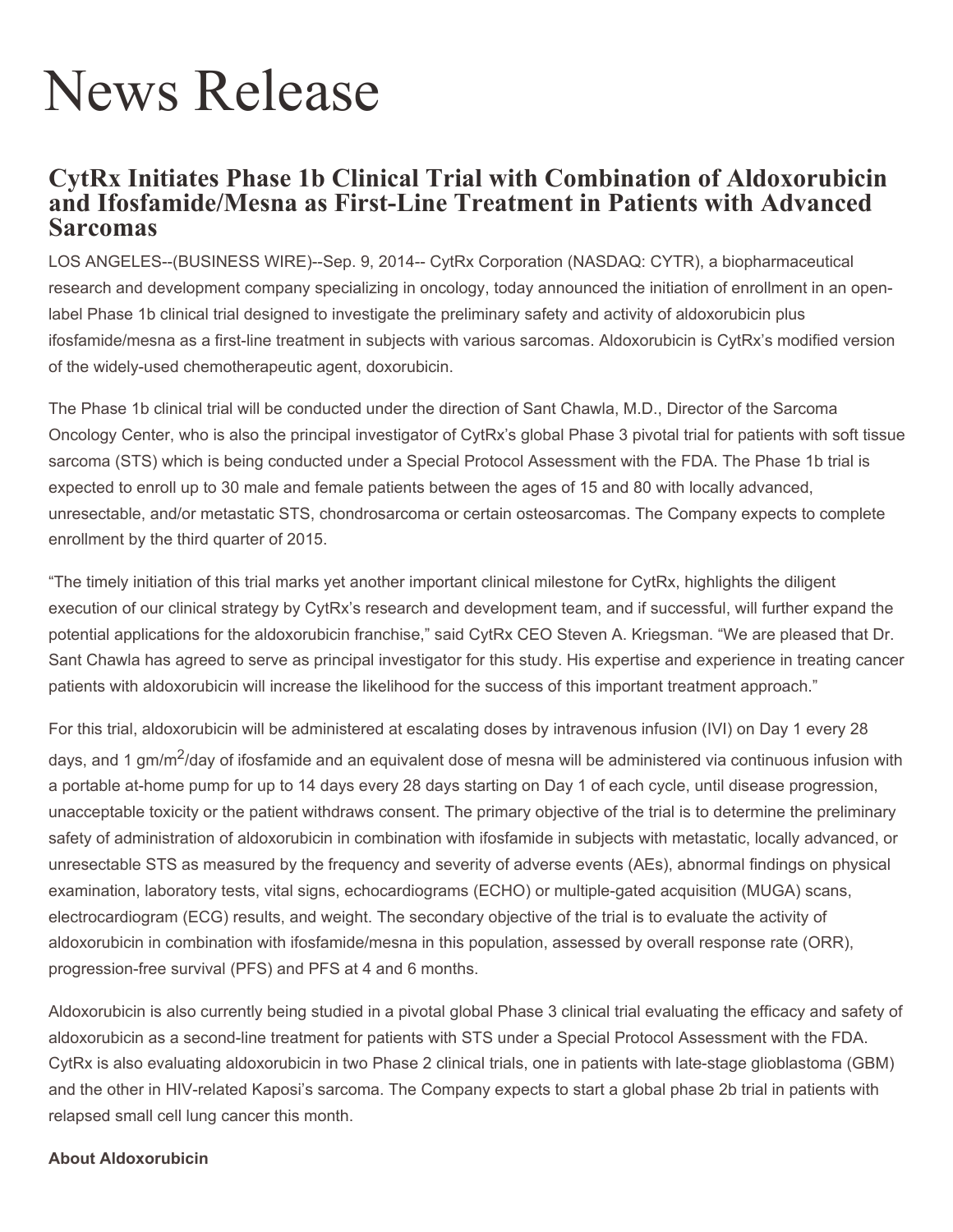# News Release

## CytRx Initiates Phase 1b Clinical Trial with Combination of Aldoxorubicin and Ifosfamide/Mesna as First-Line Treatment in Patients with Advanced Sarcomas

LOS ANGELES--(BUSINESS WIRE)--Sep. 9, 2014-- CytRx Corporation (NASDAQ: CYTR), a biopharmaceutical research and development company specializing in oncology, today announced the initiation of enrollment in an open-label Phase 1b clinical trial designed to investigate the preliminary safety and activity of aldoxorubicin plus ifosfamide/mesna as a first-line treatment in subjects with various sarcomas. Aldoxorubicin is CytRx's modified version of the widely-used chemotherapeutic agent, doxorubicin.

The Phase 1b clinical trial will be conducted under the direction of Sant Chawla, M.D., Director of the Sarcoma Oncology Center, who is also the principal investigator of CytRx's global Phase 3 pivotal trial for patients with soft tissue sarcoma (STS) which is being conducted under a Special Protocol Assessment with the FDA. The Phase 1b trial is expected to enroll up to 30 male and female patients between the ages of 15 and 80 with locally advanced, unresectable, and/or metastatic STS, chondrosarcoma or certain osteosarcomas. The Company expects to complete enrollment by the third quarter of 2015.

"The timely initiation of this trial marks yet another important clinical milestone for CytRx, highlights the diligent execution of our clinical strategy by CytRx's research and development team, and if successful, will further expand the potential applications for the aldoxorubicin franchise," said CytRx CEO Steven A. Kriegsman. "We are pleased that Dr. Sant Chawla has agreed to serve as principal investigator for this study. His expertise and experience in treating cancer patients with aldoxorubicin will increase the likelihood for the success of this important treatment approach."

For this trial, aldoxorubicin will be administered at escalating doses by intravenous infusion (IVI) on Day 1 every 28 days, and 1 gm/$m^2$/day of ifosfamide and an equivalent dose of mesna will be administered via continuous infusion with a portable at-home pump for up to 14 days every 28 days starting on Day 1 of each cycle, until disease progression, unacceptable toxicity or the patient withdraws consent. The primary objective of the trial is to determine the preliminary safety of administration of aldoxorubicin in combination with ifosfamide in subjects with metastatic, locally advanced, or unresectable STS as measured by the frequency and severity of adverse events (AEs), abnormal findings on physical examination, laboratory tests, vital signs, echocardiograms (ECHO) or multiple-gated acquisition (MUGA) scans, electrocardiogram (ECG) results, and weight. The secondary objective of the trial is to evaluate the activity of aldoxorubicin in combination with ifosfamide/mesna in this population, assessed by overall response rate (ORR), progression-free survival (PFS) and PFS at 4 and 6 months.

Aldoxorubicin is also currently being studied in a pivotal global Phase 3 clinical trial evaluating the efficacy and safety of aldoxorubicin as a second-line treatment for patients with STS under a Special Protocol Assessment with the FDA. CytRx is also evaluating aldoxorubicin in two Phase 2 clinical trials, one in patients with late-stage glioblastoma (GBM) and the other in HIV-related Kaposi's sarcoma. The Company expects to start a global phase 2b trial in patients with relapsed small cell lung cancer this month.

**About Aldoxorubicin**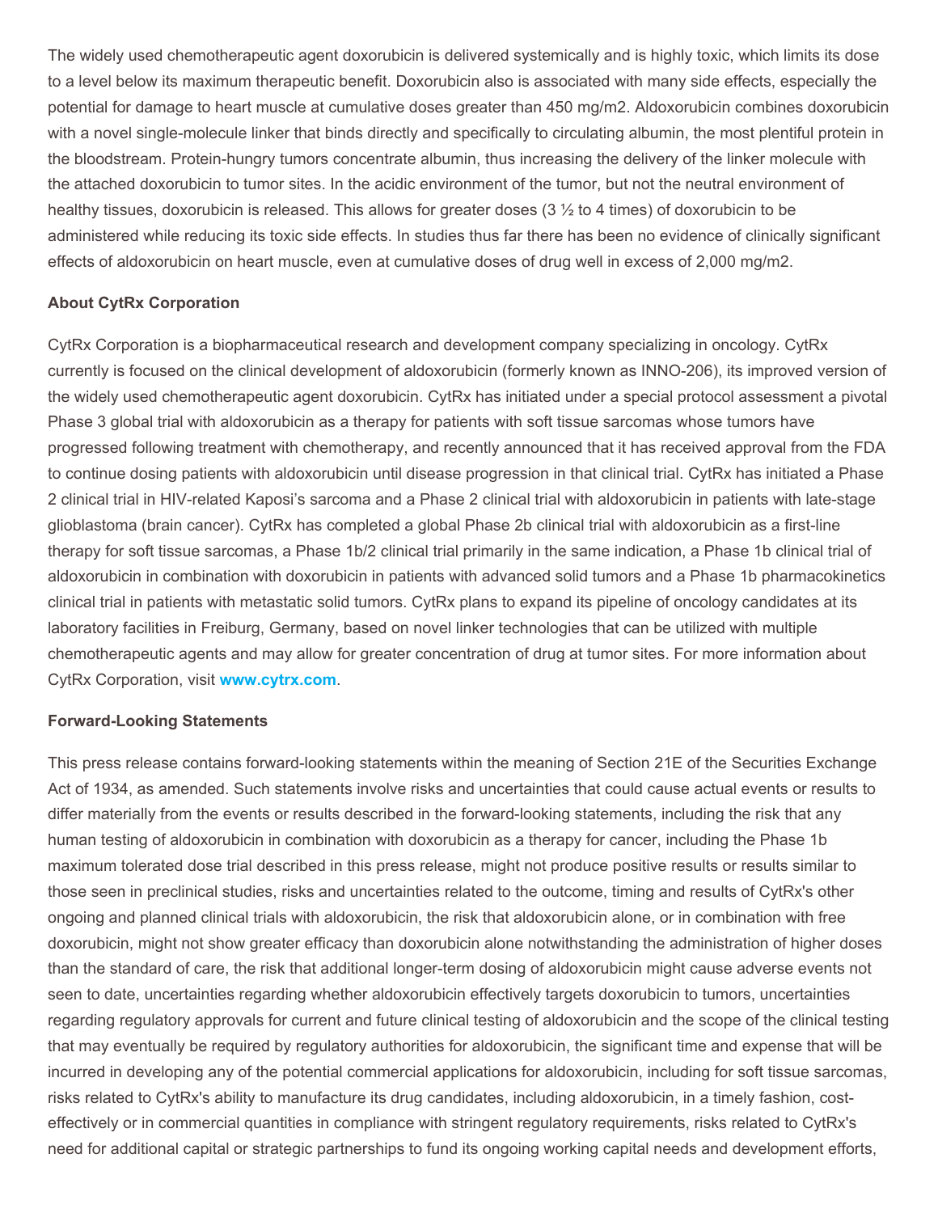The widely used chemotherapeutic agent doxorubicin is delivered systemically and is highly toxic, which limits its dose to a level below its maximum therapeutic benefit. Doxorubicin also is associated with many side effects, especially the potential for damage to heart muscle at cumulative doses greater than 450 mg/m2. Aldoxorubicin combines doxorubicin with a novel single-molecule linker that binds directly and specifically to circulating albumin, the most plentiful protein in the bloodstream. Protein-hungry tumors concentrate albumin, thus increasing the delivery of the linker molecule with the attached doxorubicin to tumor sites. In the acidic environment of the tumor, but not the neutral environment of healthy tissues, doxorubicin is released. This allows for greater doses (3 ½ to 4 times) of doxorubicin to be administered while reducing its toxic side effects. In studies thus far there has been no evidence of clinically significant effects of aldoxorubicin on heart muscle, even at cumulative doses of drug well in excess of 2,000 mg/m2.

**About CytRx Corporation**

CytRx Corporation is a biopharmaceutical research and development company specializing in oncology. CytRx currently is focused on the clinical development of aldoxorubicin (formerly known as INNO-206), its improved version of the widely used chemotherapeutic agent doxorubicin. CytRx has initiated under a special protocol assessment a pivotal Phase 3 global trial with aldoxorubicin as a therapy for patients with soft tissue sarcomas whose tumors have progressed following treatment with chemotherapy, and recently announced that it has received approval from the FDA to continue dosing patients with aldoxorubicin until disease progression in that clinical trial. CytRx has initiated a Phase 2 clinical trial in HIV-related Kaposi's sarcoma and a Phase 2 clinical trial with aldoxorubicin in patients with late-stage glioblastoma (brain cancer). CytRx has completed a global Phase 2b clinical trial with aldoxorubicin as a first-line therapy for soft tissue sarcomas, a Phase 1b/2 clinical trial primarily in the same indication, a Phase 1b clinical trial of aldoxorubicin in combination with doxorubicin in patients with advanced solid tumors and a Phase 1b pharmacokinetics clinical trial in patients with metastatic solid tumors. CytRx plans to expand its pipeline of oncology candidates at its laboratory facilities in Freiburg, Germany, based on novel linker technologies that can be utilized with multiple chemotherapeutic agents and may allow for greater concentration of drug at tumor sites. For more information about CytRx Corporation, visit **www.cytrx.com**.

**Forward-Looking Statements**

This press release contains forward-looking statements within the meaning of Section 21E of the Securities Exchange Act of 1934, as amended. Such statements involve risks and uncertainties that could cause actual events or results to differ materially from the events or results described in the forward-looking statements, including the risk that any human testing of aldoxorubicin in combination with doxorubicin as a therapy for cancer, including the Phase 1b maximum tolerated dose trial described in this press release, might not produce positive results or results similar to those seen in preclinical studies, risks and uncertainties related to the outcome, timing and results of CytRx's other ongoing and planned clinical trials with aldoxorubicin, the risk that aldoxorubicin alone, or in combination with free doxorubicin, might not show greater efficacy than doxorubicin alone notwithstanding the administration of higher doses than the standard of care, the risk that additional longer-term dosing of aldoxorubicin might cause adverse events not seen to date, uncertainties regarding whether aldoxorubicin effectively targets doxorubicin to tumors, uncertainties regarding regulatory approvals for current and future clinical testing of aldoxorubicin and the scope of the clinical testing that may eventually be required by regulatory authorities for aldoxorubicin, the significant time and expense that will be incurred in developing any of the potential commercial applications for aldoxorubicin, including for soft tissue sarcomas, risks related to CytRx's ability to manufacture its drug candidates, including aldoxorubicin, in a timely fashion, cost-effectively or in commercial quantities in compliance with stringent regulatory requirements, risks related to CytRx's need for additional capital or strategic partnerships to fund its ongoing working capital needs and development efforts,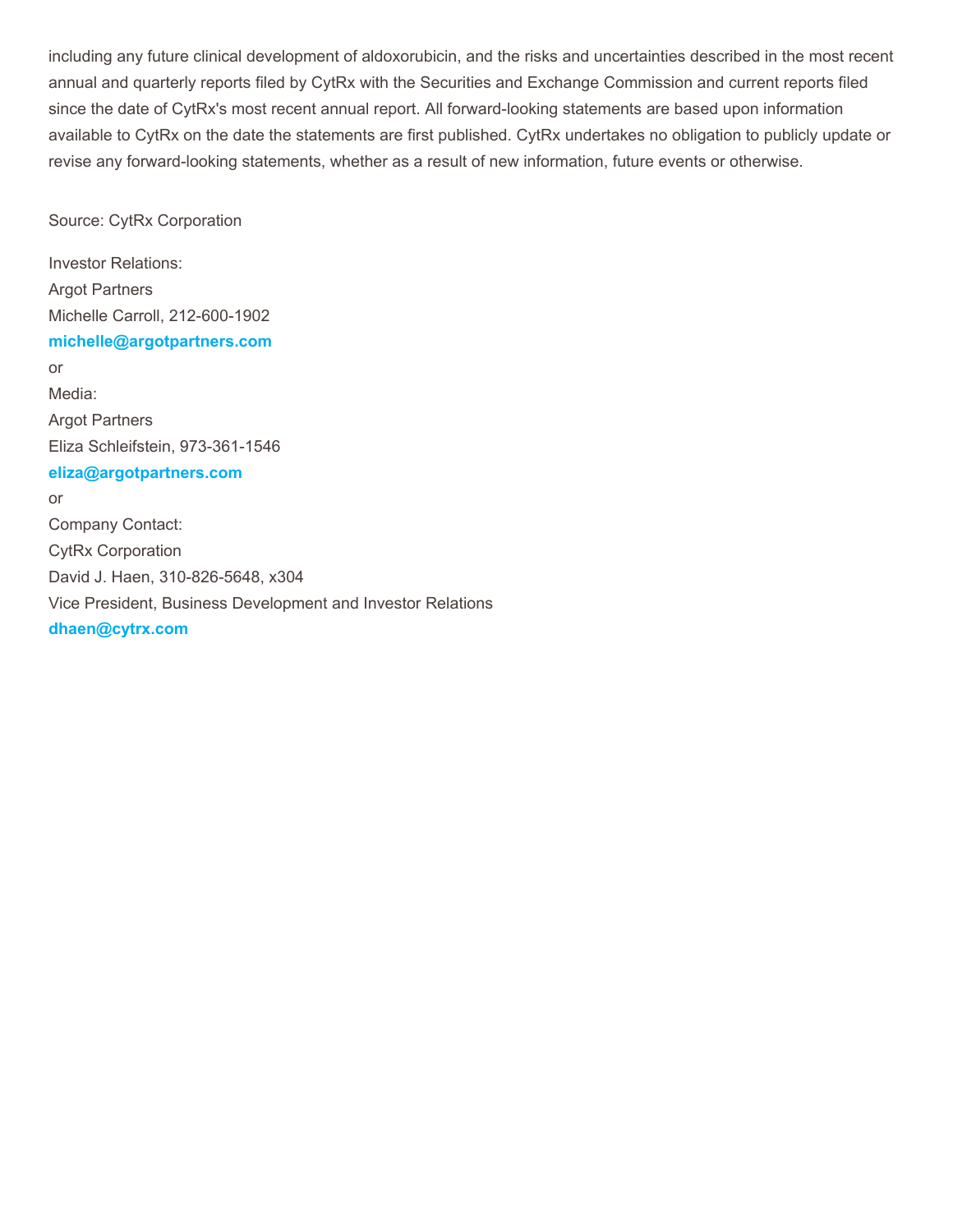including any future clinical development of aldoxorubicin, and the risks and uncertainties described in the most recent annual and quarterly reports filed by CytRx with the Securities and Exchange Commission and current reports filed since the date of CytRx's most recent annual report. All forward-looking statements are based upon information available to CytRx on the date the statements are first published. CytRx undertakes no obligation to publicly update or revise any forward-looking statements, whether as a result of new information, future events or otherwise.

Source: CytRx Corporation

Investor Relations:
Argot Partners
Michelle Carroll, 212-600-1902
**michelle@argotpartners.com**
or
Media:
Argot Partners
Eliza Schleifstein, 973-361-1546
**eliza@argotpartners.com**
or
Company Contact:
CytRx Corporation
David J. Haen, 310-826-5648, x304
Vice President, Business Development and Investor Relations
**dhaen@cytrx.com**